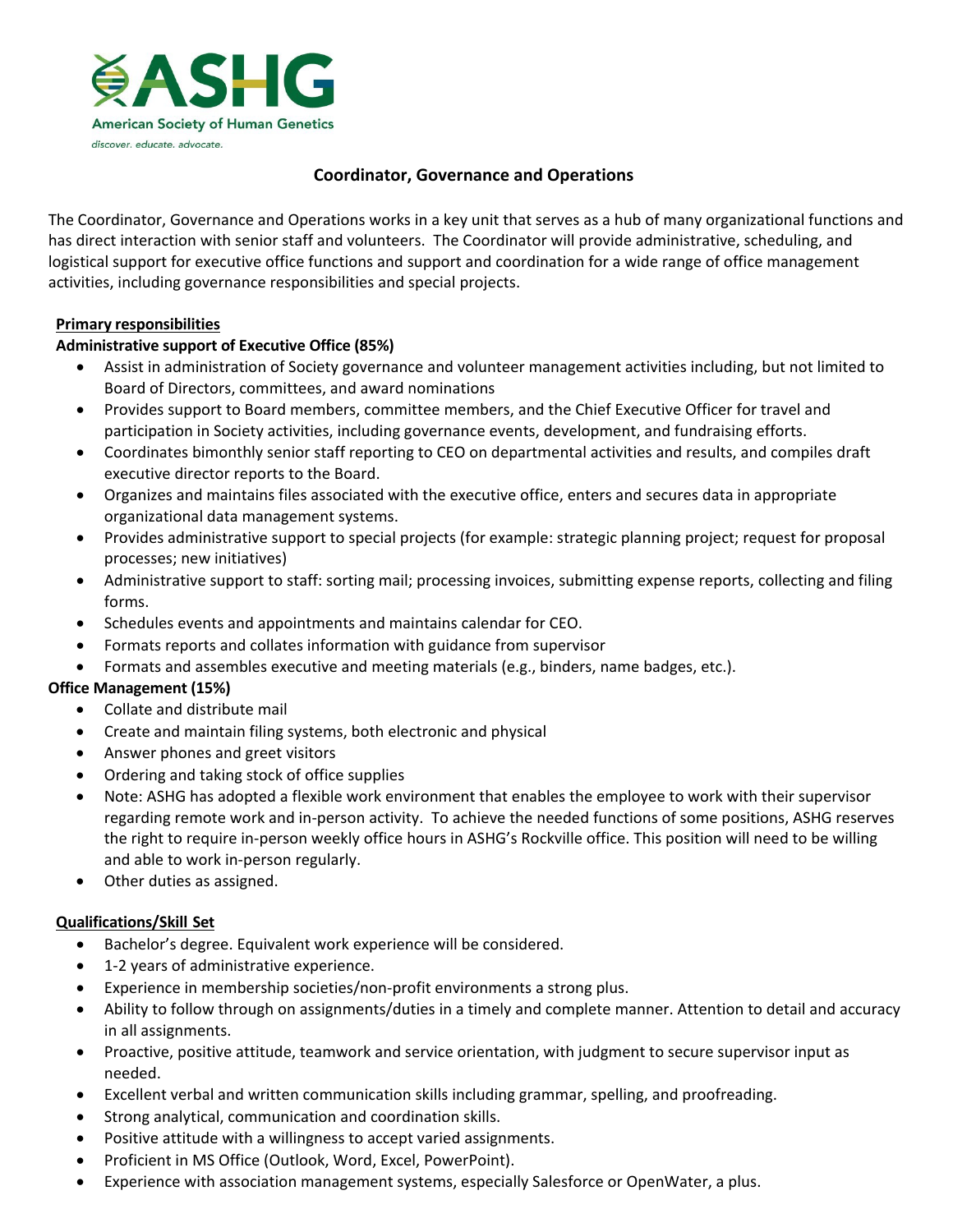ASHG

American Society of Human Genetics

*discover. educate. advocate.*

# Coordinator, Governance and Operations

The Coordinator, Governance and Operations works in a key unit that serves as a hub of many organizational functions and has direct interaction with senior staff and volunteers. The Coordinator will provide administrative, scheduling, and logistical support for executive office functions and support and coordination for a wide range of office management activities, including governance responsibilities and special projects.

## Primary responsibilities

### Administrative support of Executive Office (85%)

- Assist in administration of Society governance and volunteer management activities including, but not limited to Board of Directors, committees, and award nominations
- Provides support to Board members, committee members, and the Chief Executive Officer for travel and participation in Society activities, including governance events, development, and fundraising efforts.
- Coordinates bimonthly senior staff reporting to CEO on departmental activities and results, and compiles draft executive director reports to the Board.
- Organizes and maintains files associated with the executive office, enters and secures data in appropriate organizational data management systems.
- Provides administrative support to special projects (for example: strategic planning project; request for proposal processes; new initiatives)
- Administrative support to staff: sorting mail; processing invoices, submitting expense reports, collecting and filing forms.
- Schedules events and appointments and maintains calendar for CEO.
- Formats reports and collates information with guidance from supervisor
- Formats and assembles executive and meeting materials (e.g., binders, name badges, etc.).

### Office Management (15%)

- Collate and distribute mail
- Create and maintain filing systems, both electronic and physical
- Answer phones and greet visitors
- Ordering and taking stock of office supplies
- Note: ASHG has adopted a flexible work environment that enables the employee to work with their supervisor regarding remote work and in-person activity. To achieve the needed functions of some positions, ASHG reserves the right to require in-person weekly office hours in ASHG's Rockville office. This position will need to be willing and able to work in-person regularly.
- Other duties as assigned.

## Qualifications/Skill Set

- Bachelor's degree. Equivalent work experience will be considered.
- 1-2 years of administrative experience.
- Experience in membership societies/non-profit environments a strong plus.
- Ability to follow through on assignments/duties in a timely and complete manner. Attention to detail and accuracy in all assignments.
- Proactive, positive attitude, teamwork and service orientation, with judgment to secure supervisor input as needed.
- Excellent verbal and written communication skills including grammar, spelling, and proofreading.
- Strong analytical, communication and coordination skills.
- Positive attitude with a willingness to accept varied assignments.
- Proficient in MS Office (Outlook, Word, Excel, PowerPoint).
- Experience with association management systems, especially Salesforce or OpenWater, a plus.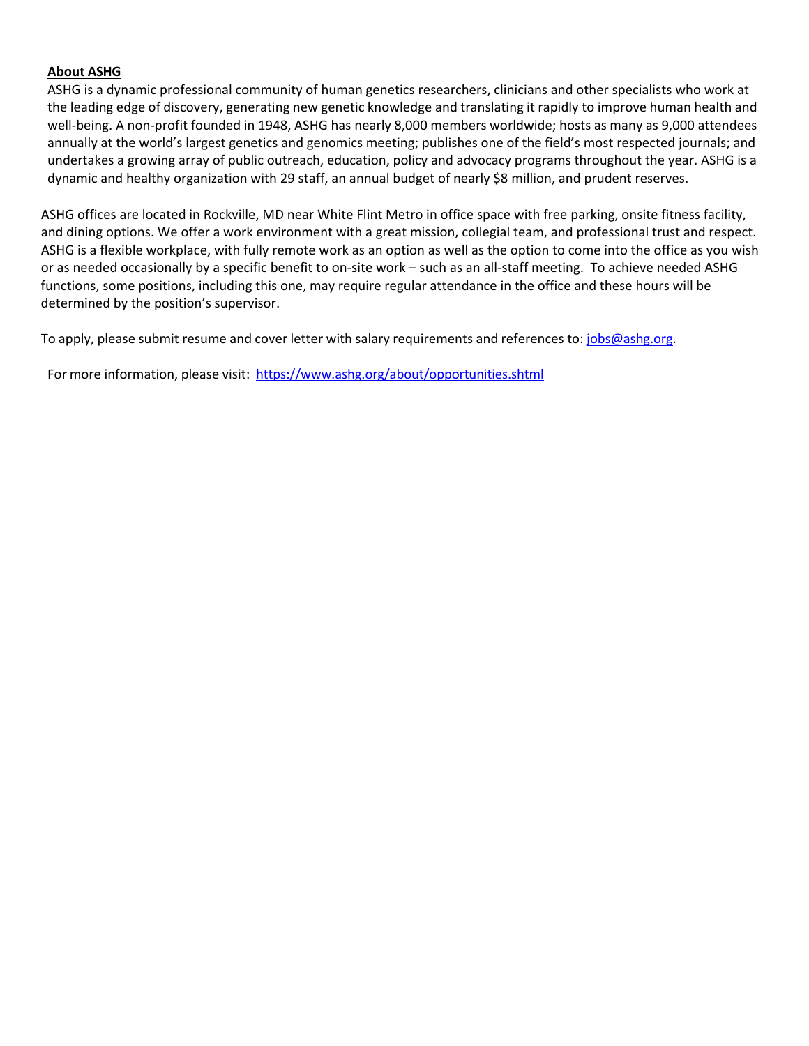**About ASHG**

ASHG is a dynamic professional community of human genetics researchers, clinicians and other specialists who work at the leading edge of discovery, generating new genetic knowledge and translating it rapidly to improve human health and well-being. A non-profit founded in 1948, ASHG has nearly 8,000 members worldwide; hosts as many as 9,000 attendees annually at the world's largest genetics and genomics meeting; publishes one of the field's most respected journals; and undertakes a growing array of public outreach, education, policy and advocacy programs throughout the year. ASHG is a dynamic and healthy organization with 29 staff, an annual budget of nearly $8 million, and prudent reserves.

ASHG offices are located in Rockville, MD near White Flint Metro in office space with free parking, onsite fitness facility, and dining options. We offer a work environment with a great mission, collegial team, and professional trust and respect. ASHG is a flexible workplace, with fully remote work as an option as well as the option to come into the office as you wish or as needed occasionally by a specific benefit to on-site work – such as an all-staff meeting. To achieve needed ASHG functions, some positions, including this one, may require regular attendance in the office and these hours will be determined by the position's supervisor.

To apply, please submit resume and cover letter with salary requirements and references to: [jobs@ashg.org](mailto:jobs@ashg.org).

For more information, please visit: [https://www.ashg.org/about/opportunities.shtml](https://www.ashg.org/about/opportunities.shtml)